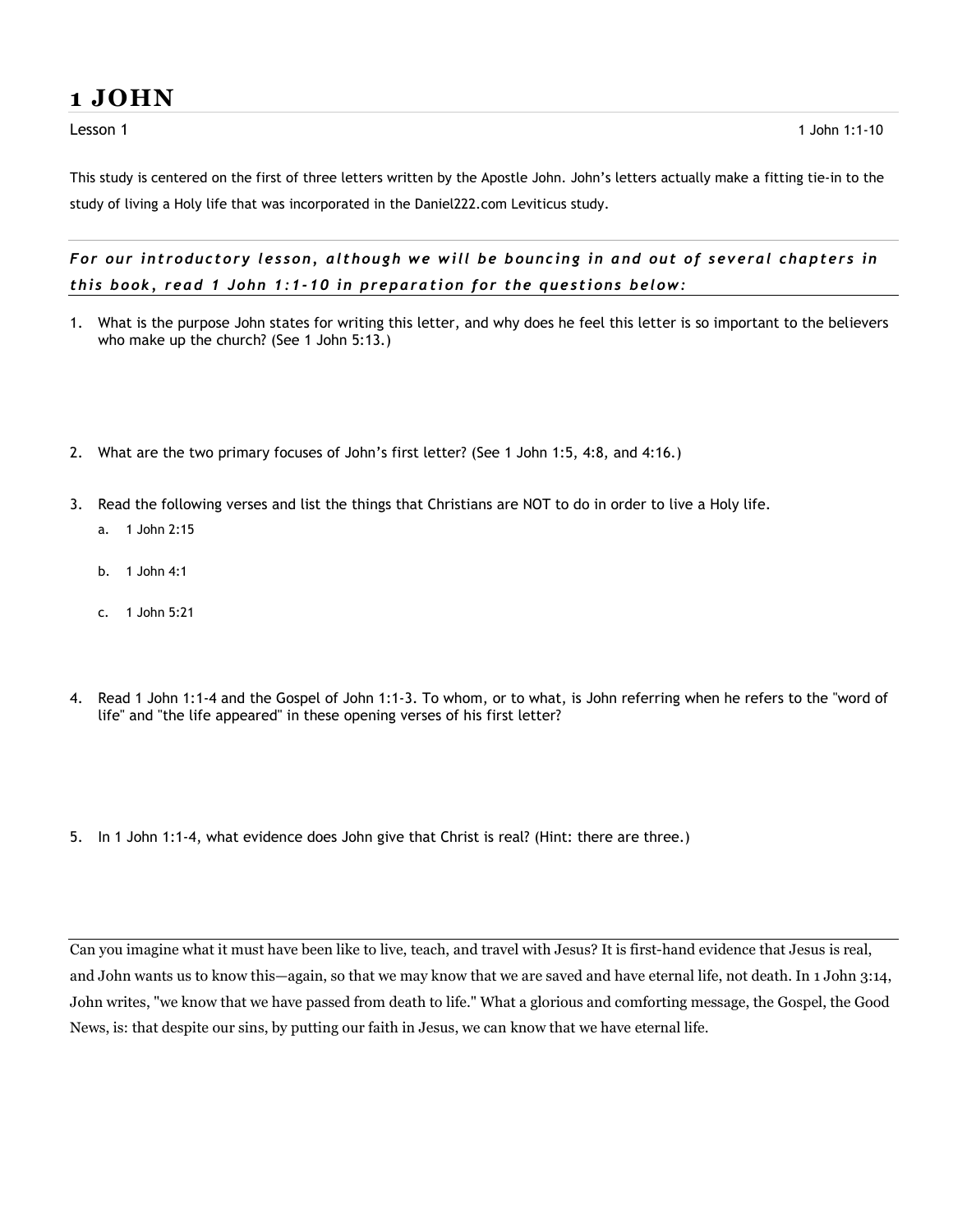# 1 JOHN

Lesson 1 1 John 1:1-10

This study is centered on the first of three letters written by the Apostle John. John's letters actually make a fitting tie-in to the study of living a Holy life that was incorporated in the Daniel222.com Leviticus study.

***For our introductory lesson, although we will be bouncing in and out of several chapters in this book, read 1 John 1:1-10 in preparation for the questions below:***

1. What is the purpose John states for writing this letter, and why does he feel this letter is so important to the believers who make up the church? (See 1 John 5:13.)

2. What are the two primary focuses of John's first letter? (See 1 John 1:5, 4:8, and 4:16.)

3. Read the following verses and list the things that Christians are NOT to do in order to live a Holy life.
   a. 1 John 2:15
   b. 1 John 4:1
   c. 1 John 5:21

4. Read 1 John 1:1-4 and the Gospel of John 1:1-3. To whom, or to what, is John referring when he refers to the "word of life" and "the life appeared" in these opening verses of his first letter?

5. In 1 John 1:1-4, what evidence does John give that Christ is real? (Hint: there are three.)

---

Can you imagine what it must have been like to live, teach, and travel with Jesus? It is first-hand evidence that Jesus is real, and John wants us to know this—again, so that we may know that we are saved and have eternal life, not death. In 1 John 3:14, John writes, "we know that we have passed from death to life." What a glorious and comforting message, the Gospel, the Good News, is: that despite our sins, by putting our faith in Jesus, we can know that we have eternal life.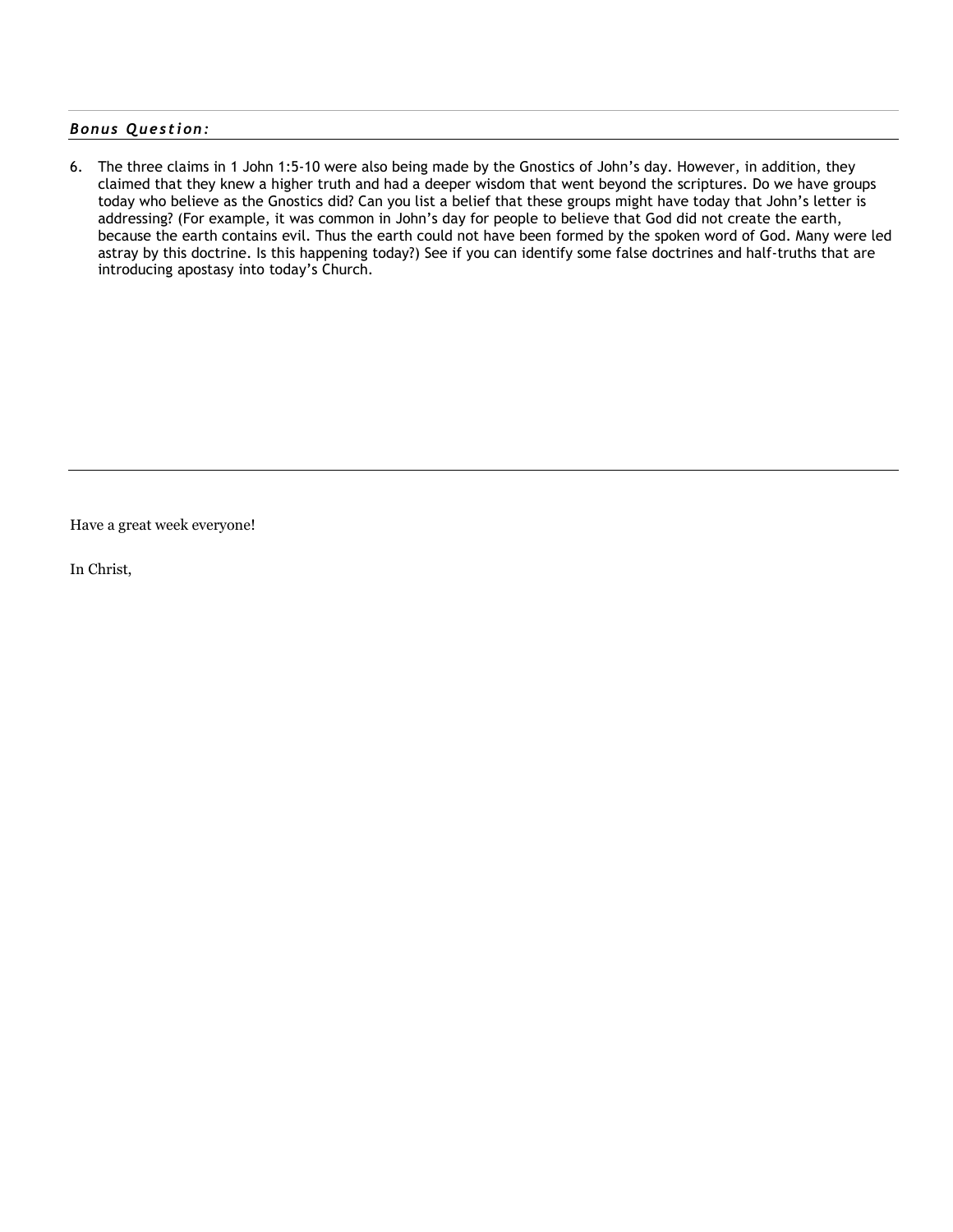***Bonus Question:***

6. The three claims in 1 John 1:5-10 were also being made by the Gnostics of John's day. However, in addition, they claimed that they knew a higher truth and had a deeper wisdom that went beyond the scriptures. Do we have groups today who believe as the Gnostics did? Can you list a belief that these groups might have today that John's letter is addressing? (For example, it was common in John's day for people to believe that God did not create the earth, because the earth contains evil. Thus the earth could not have been formed by the spoken word of God. Many were led astray by this doctrine. Is this happening today?) See if you can identify some false doctrines and half-truths that are introducing apostasy into today's Church.

---

Have a great week everyone!

In Christ,